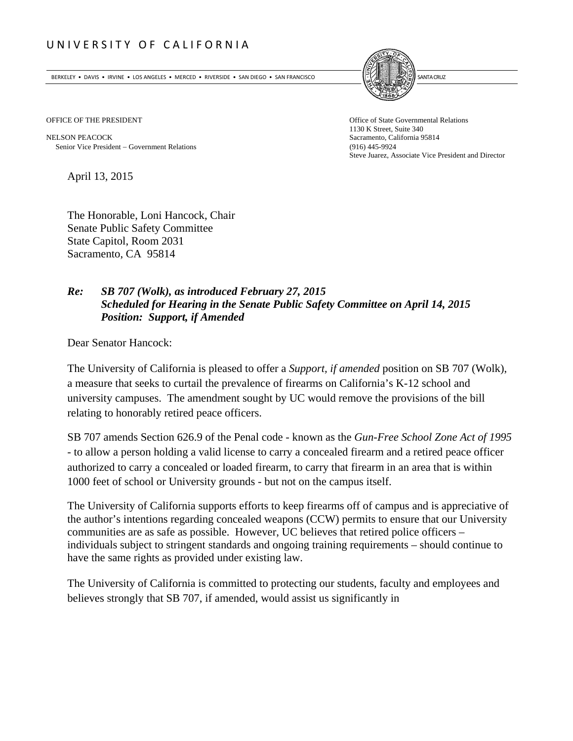UNIVERSITY OF CALIFORNIA

BERKELEY • DAVIS • IRVINE • LOS ANGELES • MERCED • RIVERSIDE • SAN DIEGO • SAN FRANCISCO SANTA CRUZ

OFFICE OF THE PRESIDENT

NELSON PEACOCK
Senior Vice President – Government Relations

Office of State Governmental Relations
1130 K Street, Suite 340
Sacramento, California 95814
(916) 445-9924
Steve Juarez, Associate Vice President and Director

April 13, 2015

The Honorable, Loni Hancock, Chair
Senate Public Safety Committee
State Capitol, Room 2031
Sacramento, CA 95814

***Re: SB 707 (Wolk), as introduced February 27, 2015***
***Scheduled for Hearing in the Senate Public Safety Committee on April 14, 2015***
***Position: Support, if Amended***

Dear Senator Hancock:

The University of California is pleased to offer a *Support, if amended* position on SB 707 (Wolk), a measure that seeks to curtail the prevalence of firearms on California's K-12 school and university campuses. The amendment sought by UC would remove the provisions of the bill relating to honorably retired peace officers.

SB 707 amends Section 626.9 of the Penal code - known as the *Gun-Free School Zone Act of 1995* - to allow a person holding a valid license to carry a concealed firearm and a retired peace officer authorized to carry a concealed or loaded firearm, to carry that firearm in an area that is within 1000 feet of school or University grounds - but not on the campus itself.

The University of California supports efforts to keep firearms off of campus and is appreciative of the author's intentions regarding concealed weapons (CCW) permits to ensure that our University communities are as safe as possible. However, UC believes that retired police officers – individuals subject to stringent standards and ongoing training requirements – should continue to have the same rights as provided under existing law.

The University of California is committed to protecting our students, faculty and employees and believes strongly that SB 707, if amended, would assist us significantly in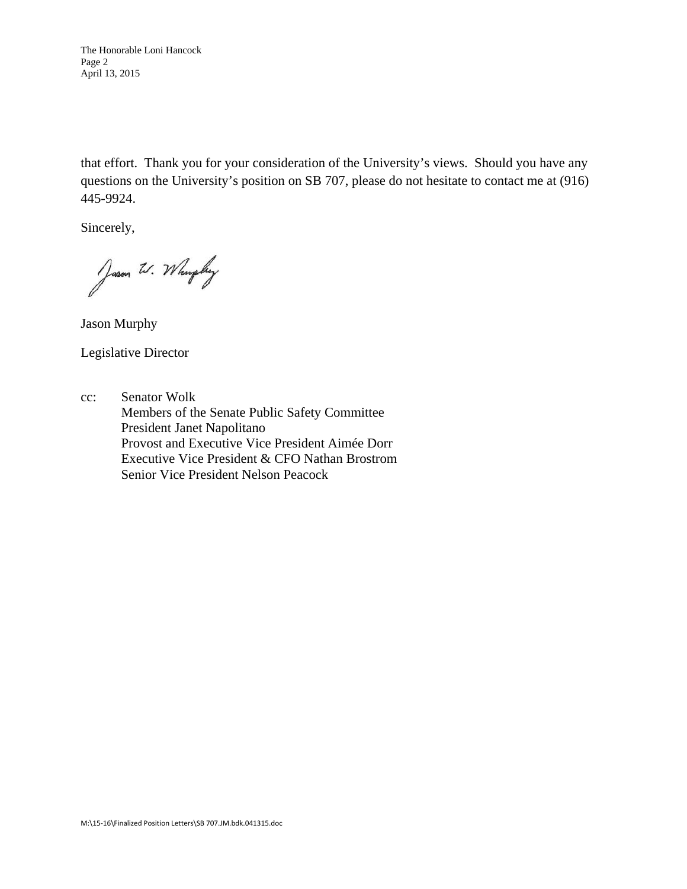that effort. Thank you for your consideration of the University's views. Should you have any questions on the University's position on SB 707, please do not hesitate to contact me at (916) 445-9924.

Sincerely,

Jason Murphy

Legislative Director

cc: Senator Wolk
Members of the Senate Public Safety Committee
President Janet Napolitano
Provost and Executive Vice President Aimée Dorr
Executive Vice President & CFO Nathan Brostrom
Senior Vice President Nelson Peacock

M:\15-16\Finalized Position Letters\SB 707.JM.bdk.041315.doc